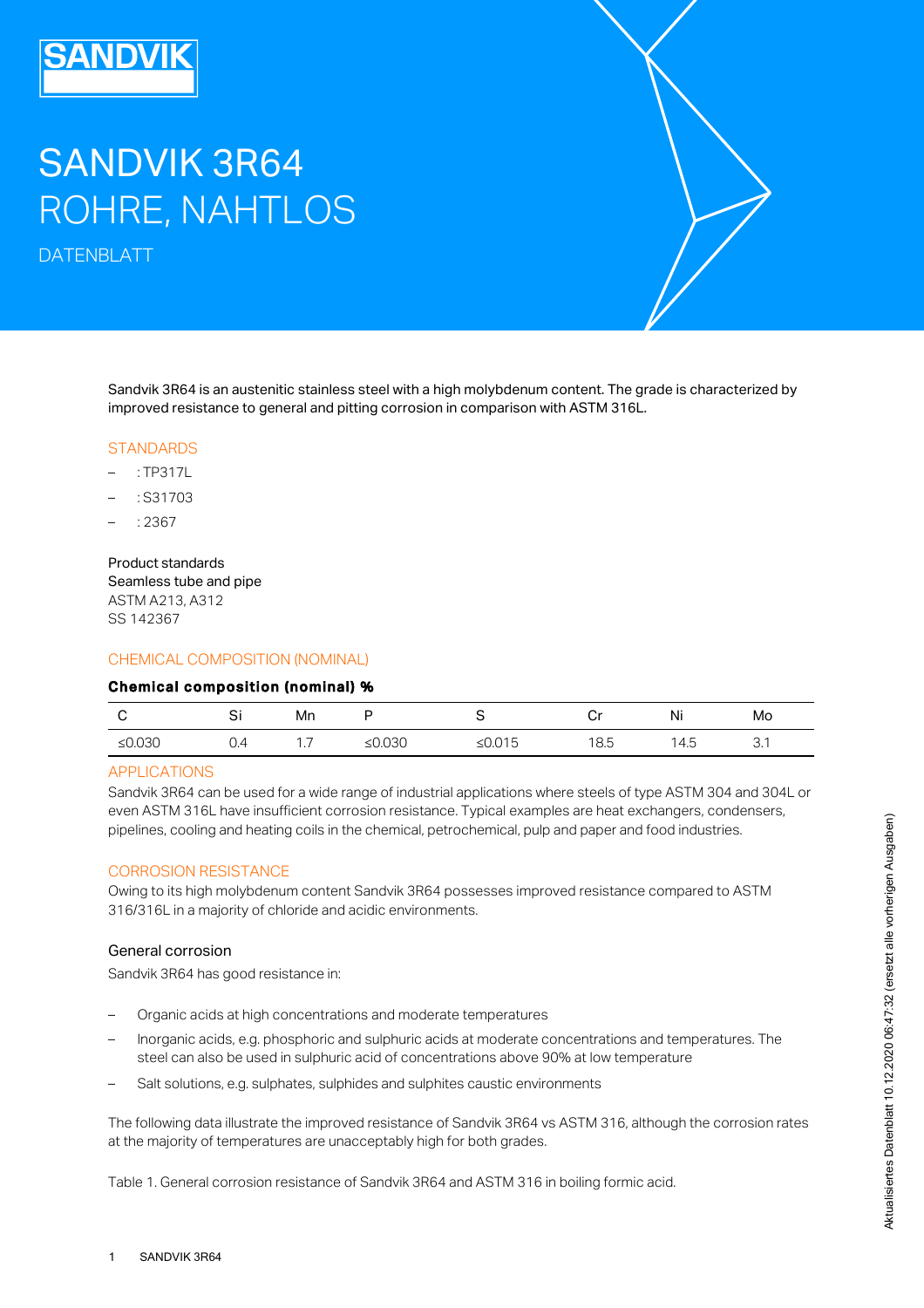SANDVIK

# SANDVIK 3R64
# ROHRE, NAHTLOS

DATENBLATT

Sandvik 3R64 is an austenitic stainless steel with a high molybdenum content. The grade is characterized by improved resistance to general and pitting corrosion in comparison with ASTM 316L.

## STANDARDS

- : TP317L
- : S31703
- : 2367

Product standards
Seamless tube and pipe
ASTM A213, A312
SS 142367

## CHEMICAL COMPOSITION (NOMINAL)

**Chemical composition (nominal) %**

| C | Si | Mn | P | S | Cr | Ni | Mo |
|---|---|---|---|---|---|---|---|
| ≤0.030 | 0.4 | 1.7 | ≤0.030 | ≤0.015 | 18.5 | 14.5 | 3.1 |

## APPLICATIONS

Sandvik 3R64 can be used for a wide range of industrial applications where steels of type ASTM 304 and 304L or even ASTM 316L have insufficient corrosion resistance. Typical examples are heat exchangers, condensers, pipelines, cooling and heating coils in the chemical, petrochemical, pulp and paper and food industries.

## CORROSION RESISTANCE

Owing to its high molybdenum content Sandvik 3R64 possesses improved resistance compared to ASTM 316/316L in a majority of chloride and acidic environments.

### General corrosion

Sandvik 3R64 has good resistance in:

- Organic acids at high concentrations and moderate temperatures
- Inorganic acids, e.g. phosphoric and sulphuric acids at moderate concentrations and temperatures. The steel can also be used in sulphuric acid of concentrations above 90% at low temperature
- Salt solutions, e.g. sulphates, sulphides and sulphites caustic environments

The following data illustrate the improved resistance of Sandvik 3R64 vs ASTM 316, although the corrosion rates at the majority of temperatures are unacceptably high for both grades.

Table 1. General corrosion resistance of Sandvik 3R64 and ASTM 316 in boiling formic acid.

Aktualisiertes Datenblatt 10.12.2020 06:47:32 (ersetzt alle vorherigen Ausgaben)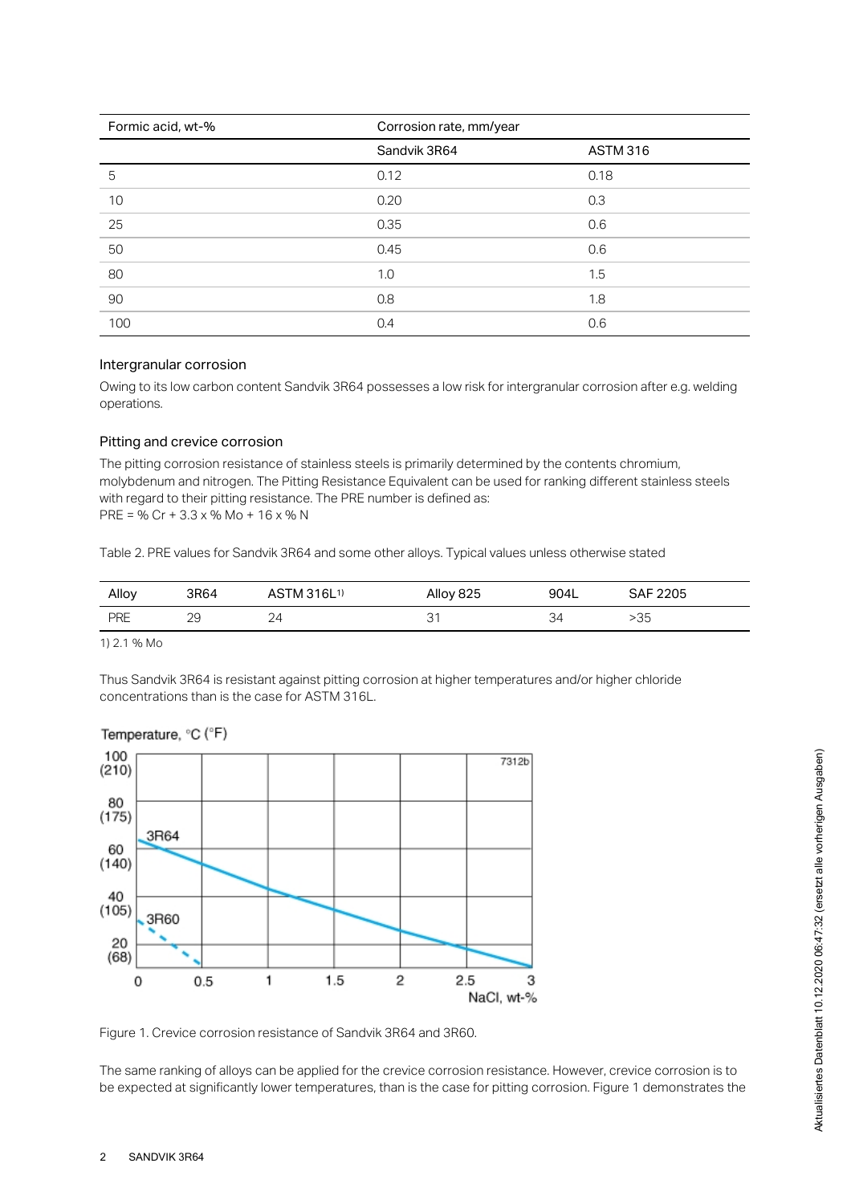| Formic acid, wt-% | Corrosion rate, mm/year | |
|---|---|---|
| | Sandvik 3R64 | ASTM 316 |
| 5 | 0.12 | 0.18 |
| 10 | 0.20 | 0.3 |
| 25 | 0.35 | 0.6 |
| 50 | 0.45 | 0.6 |
| 80 | 1.0 | 1.5 |
| 90 | 0.8 | 1.8 |
| 100 | 0.4 | 0.6 |

### Intergranular corrosion

Owing to its low carbon content Sandvik 3R64 possesses a low risk for intergranular corrosion after e.g. welding operations.

### Pitting and crevice corrosion

The pitting corrosion resistance of stainless steels is primarily determined by the contents chromium, molybdenum and nitrogen. The Pitting Resistance Equivalent can be used for ranking different stainless steels with regard to their pitting resistance. The PRE number is defined as:
PRE = % Cr + 3.3 x % Mo + 16 x % N

Table 2. PRE values for Sandvik 3R64 and some other alloys. Typical values unless otherwise stated

| Alloy | 3R64 | ASTM 316L[1)] | Alloy 825 | 904L | SAF 2205 |
|---|---|---|---|---|---|
| PRE | 29 | 24 | 31 | 34 | >35 |

1) 2.1 % Mo

Thus Sandvik 3R64 is resistant against pitting corrosion at higher temperatures and/or higher chloride concentrations than is the case for ASTM 316L.

Temperature, °C (°F)
100 (210)
80 (175)
60 (140)
40 (105)
20 (68)
7312b
3R64
3R60
0
0.5
1
1.5
2
2.5
3
NaCl, wt-%

Figure 1. Crevice corrosion resistance of Sandvik 3R64 and 3R60.

The same ranking of alloys can be applied for the crevice corrosion resistance. However, crevice corrosion is to be expected at significantly lower temperatures, than is the case for pitting corrosion. Figure 1 demonstrates the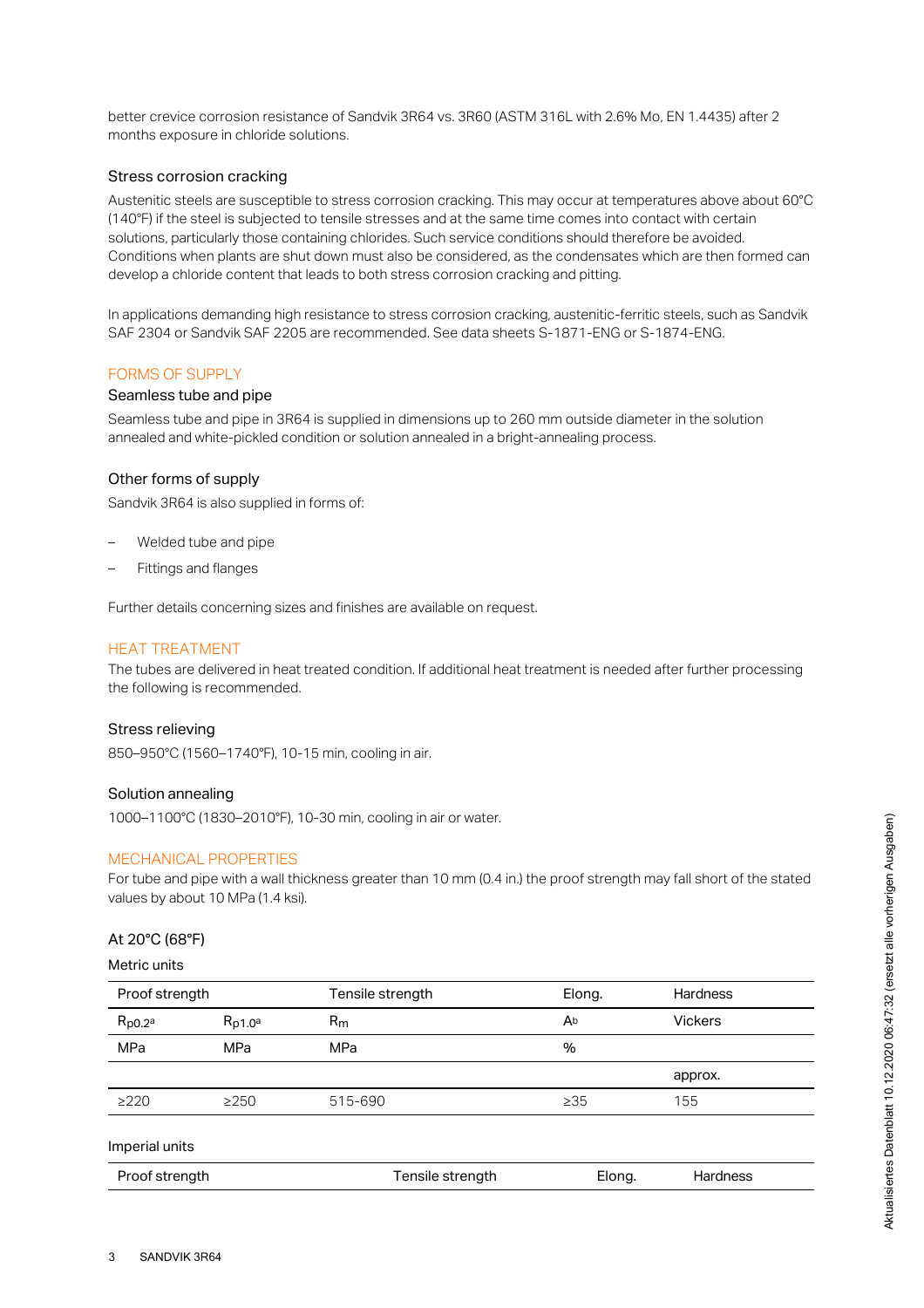better crevice corrosion resistance of Sandvik 3R64 vs. 3R60 (ASTM 316L with 2.6% Mo, EN 1.4435) after 2 months exposure in chloride solutions.

### Stress corrosion cracking

Austenitic steels are susceptible to stress corrosion cracking. This may occur at temperatures above about 60°C (140°F) if the steel is subjected to tensile stresses and at the same time comes into contact with certain solutions, particularly those containing chlorides. Such service conditions should therefore be avoided. Conditions when plants are shut down must also be considered, as the condensates which are then formed can develop a chloride content that leads to both stress corrosion cracking and pitting.

In applications demanding high resistance to stress corrosion cracking, austenitic-ferritic steels, such as Sandvik SAF 2304 or Sandvik SAF 2205 are recommended. See data sheets S-1871-ENG or S-1874-ENG.

## FORMS OF SUPPLY

### Seamless tube and pipe

Seamless tube and pipe in 3R64 is supplied in dimensions up to 260 mm outside diameter in the solution annealed and white-pickled condition or solution annealed in a bright-annealing process.

### Other forms of supply

Sandvik 3R64 is also supplied in forms of:

- Welded tube and pipe
- Fittings and flanges

Further details concerning sizes and finishes are available on request.

## HEAT TREATMENT

The tubes are delivered in heat treated condition. If additional heat treatment is needed after further processing the following is recommended.

### Stress relieving

850–950°C (1560–1740°F), 10-15 min, cooling in air.

### Solution annealing

1000–1100°C (1830–2010°F), 10-30 min, cooling in air or water.

## MECHANICAL PROPERTIES

For tube and pipe with a wall thickness greater than 10 mm (0.4 in.) the proof strength may fall short of the stated values by about 10 MPa (1.4 ksi).

### At 20°C (68°F)

Metric units

| Proof strength | | Tensile strength | Elong. | Hardness |
|---|---|---|---|---|
| $R_{p0.2}$[a] | $R_{p1.0}$[a] | $R_m$ | A[b] | Vickers |
| MPa | MPa | MPa | % | |
| | | | | approx. |
| ≥220 | ≥250 | 515-690 | ≥35 | 155 |

Imperial units

| Proof strength | Tensile strength | Elong. | Hardness |
|---|---|---|---|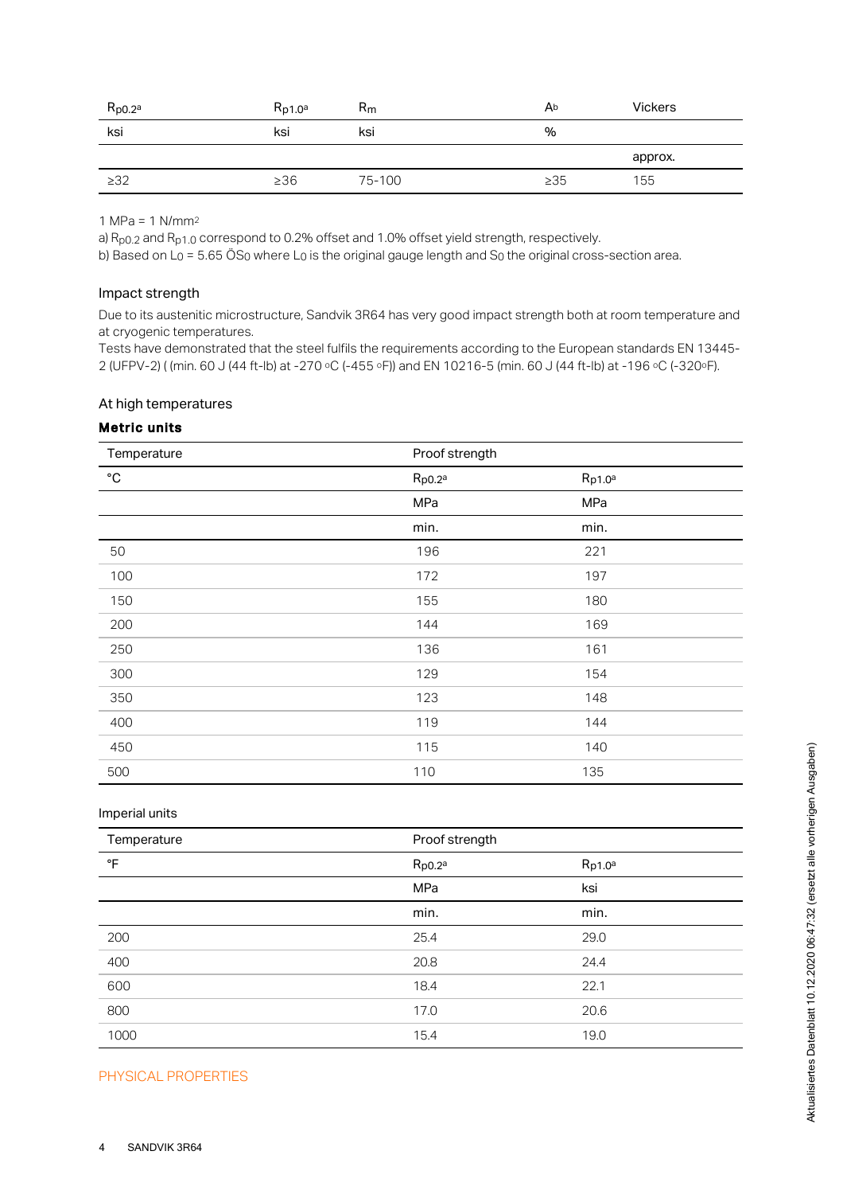| $R_{p0.2}$[a] | $R_{p1.0}$[a] | $R_m$ | A[b] | Vickers |
|---|---|---|---|---|
| ksi | ksi | ksi | % | |
| | | | | approx. |
| ≥32 | ≥36 | 75-100 | ≥35 | 155 |

1 MPa = 1 N/mm²

a) $R_{p0.2}$ and $R_{p1.0}$ correspond to 0.2% offset and 1.0% offset yield strength, respectively.

b) Based on $L_0 = 5.65 ÖS_0$ where $L_0$ is the original gauge length and $S_0$ the original cross-section area.

### Impact strength

Due to its austenitic microstructure, Sandvik 3R64 has very good impact strength both at room temperature and at cryogenic temperatures.

Tests have demonstrated that the steel fulfils the requirements according to the European standards EN 13445-2 (UFPV-2) ( (min. 60 J (44 ft-lb) at -270 °C (-455 °F)) and EN 10216-5 (min. 60 J (44 ft-lb) at -196 °C (-320°F).

### At high temperatures

**Metric units**

| Temperature | Proof strength | |
|---|---|---|
| °C | $R_{p0.2}$[a] | $R_{p1.0}$[a] |
| | MPa | MPa |
| | min. | min. |
| 50 | 196 | 221 |
| 100 | 172 | 197 |
| 150 | 155 | 180 |
| 200 | 144 | 169 |
| 250 | 136 | 161 |
| 300 | 129 | 154 |
| 350 | 123 | 148 |
| 400 | 119 | 144 |
| 450 | 115 | 140 |
| 500 | 110 | 135 |

Imperial units

| Temperature | Proof strength | |
|---|---|---|
| °F | $R_{p0.2}$[a] | $R_{p1.0}$[a] |
| | MPa | ksi |
| | min. | min. |
| 200 | 25.4 | 29.0 |
| 400 | 20.8 | 24.4 |
| 600 | 18.4 | 22.1 |
| 800 | 17.0 | 20.6 |
| 1000 | 15.4 | 19.0 |

## PHYSICAL PROPERTIES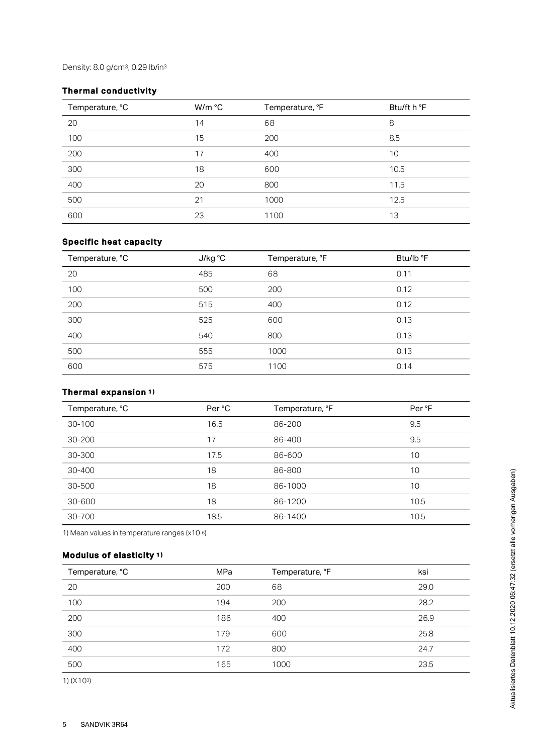Density: 8.0 g/cm3, 0.29 lb/in3

### Thermal conductivity

| Temperature, °C | W/m °C | Temperature, °F | Btu/ft h °F |
|---|---|---|---|
| 20 | 14 | 68 | 8 |
| 100 | 15 | 200 | 8.5 |
| 200 | 17 | 400 | 10 |
| 300 | 18 | 600 | 10.5 |
| 400 | 20 | 800 | 11.5 |
| 500 | 21 | 1000 | 12.5 |
| 600 | 23 | 1100 | 13 |

### Specific heat capacity

| Temperature, °C | J/kg °C | Temperature, °F | Btu/lb °F |
|---|---|---|---|
| 20 | 485 | 68 | 0.11 |
| 100 | 500 | 200 | 0.12 |
| 200 | 515 | 400 | 0.12 |
| 300 | 525 | 600 | 0.13 |
| 400 | 540 | 800 | 0.13 |
| 500 | 555 | 1000 | 0.13 |
| 600 | 575 | 1100 | 0.14 |

### Thermal expansion 1)

| Temperature, °C | Per °C | Temperature, °F | Per °F |
|---|---|---|---|
| 30-100 | 16.5 | 86-200 | 9.5 |
| 30-200 | 17 | 86-400 | 9.5 |
| 30-300 | 17.5 | 86-600 | 10 |
| 30-400 | 18 | 86-800 | 10 |
| 30-500 | 18 | 86-1000 | 10 |
| 30-600 | 18 | 86-1200 | 10.5 |
| 30-700 | 18.5 | 86-1400 | 10.5 |

1) Mean values in temperature ranges ($x10^{-6}$)

### Modulus of elasticity 1)

| Temperature, °C | MPa | Temperature, °F | ksi |
|---|---|---|---|
| 20 | 200 | 68 | 29.0 |
| 100 | 194 | 200 | 28.2 |
| 200 | 186 | 400 | 26.9 |
| 300 | 179 | 600 | 25.8 |
| 400 | 172 | 800 | 24.7 |
| 500 | 165 | 1000 | 23.5 |

1) ($X10^3$)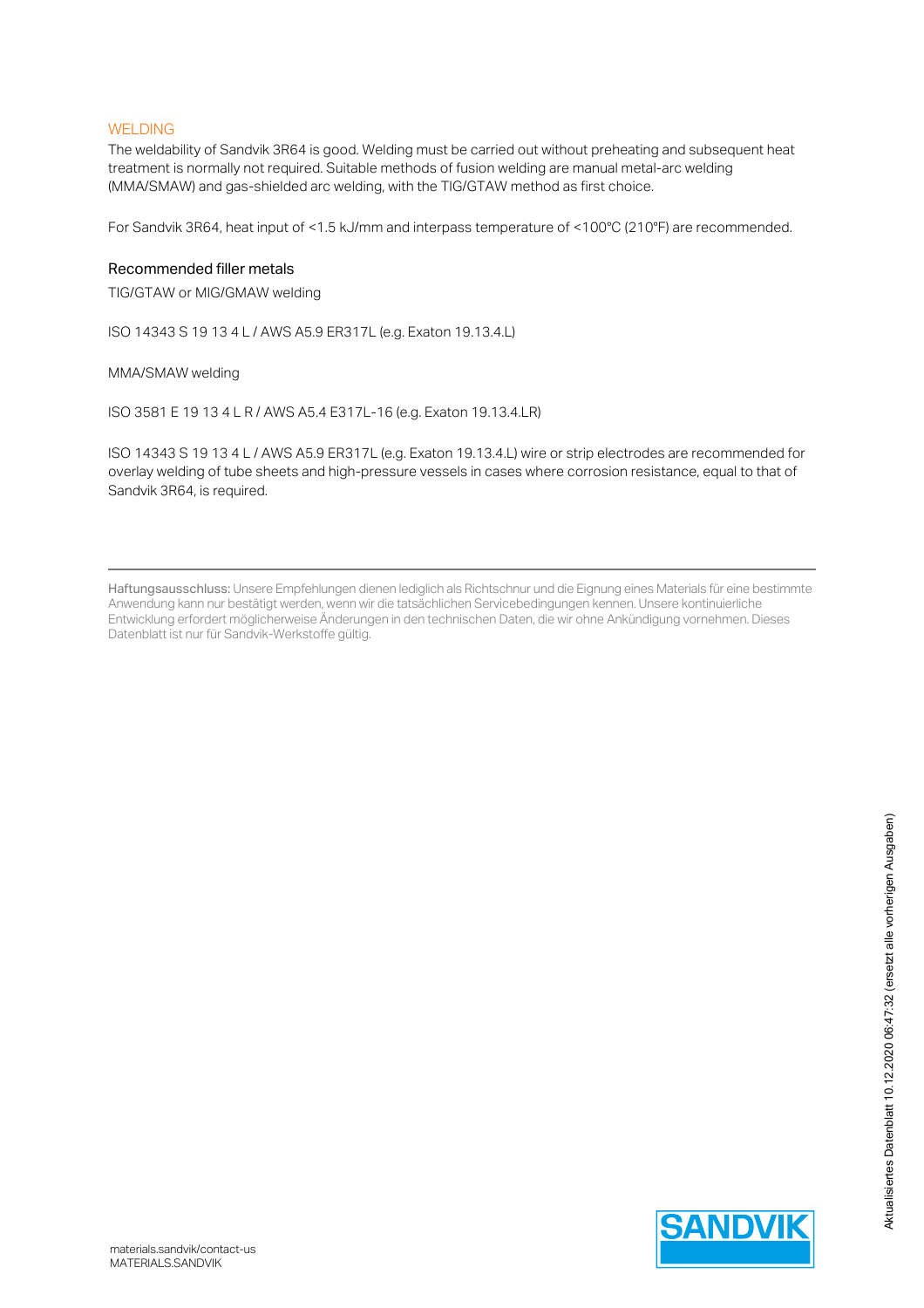## WELDING

The weldability of Sandvik 3R64 is good. Welding must be carried out without preheating and subsequent heat treatment is normally not required. Suitable methods of fusion welding are manual metal-arc welding (MMA/SMAW) and gas-shielded arc welding, with the TIG/GTAW method as first choice.

For Sandvik 3R64, heat input of <1.5 kJ/mm and interpass temperature of <100°C (210°F) are recommended.

### Recommended filler metals

TIG/GTAW or MIG/GMAW welding

ISO 14343 S 19 13 4 L / AWS A5.9 ER317L (e.g. Exaton 19.13.4.L)

MMA/SMAW welding

ISO 3581 E 19 13 4 L R / AWS A5.4 E317L-16 (e.g. Exaton 19.13.4.LR)

ISO 14343 S 19 13 4 L / AWS A5.9 ER317L (e.g. Exaton 19.13.4.L) wire or strip electrodes are recommended for overlay welding of tube sheets and high-pressure vessels in cases where corrosion resistance, equal to that of Sandvik 3R64, is required.

---

Haftungsausschluss: Unsere Empfehlungen dienen lediglich als Richtschnur und die Eignung eines Materials für eine bestimmte Anwendung kann nur bestätigt werden, wenn wir die tatsächlichen Servicebedingungen kennen. Unsere kontinuierliche Entwicklung erfordert möglicherweise Änderungen in den technischen Daten, die wir ohne Ankündigung vornehmen. Dieses Datenblatt ist nur für Sandvik-Werkstoffe gültig.

Aktualisiertes Datenblatt 10.12.2020 06:47:32 (ersetzt alle vorherigen Ausgaben)

materials.sandvik/contact-us
MATERIALS.SANDVIK